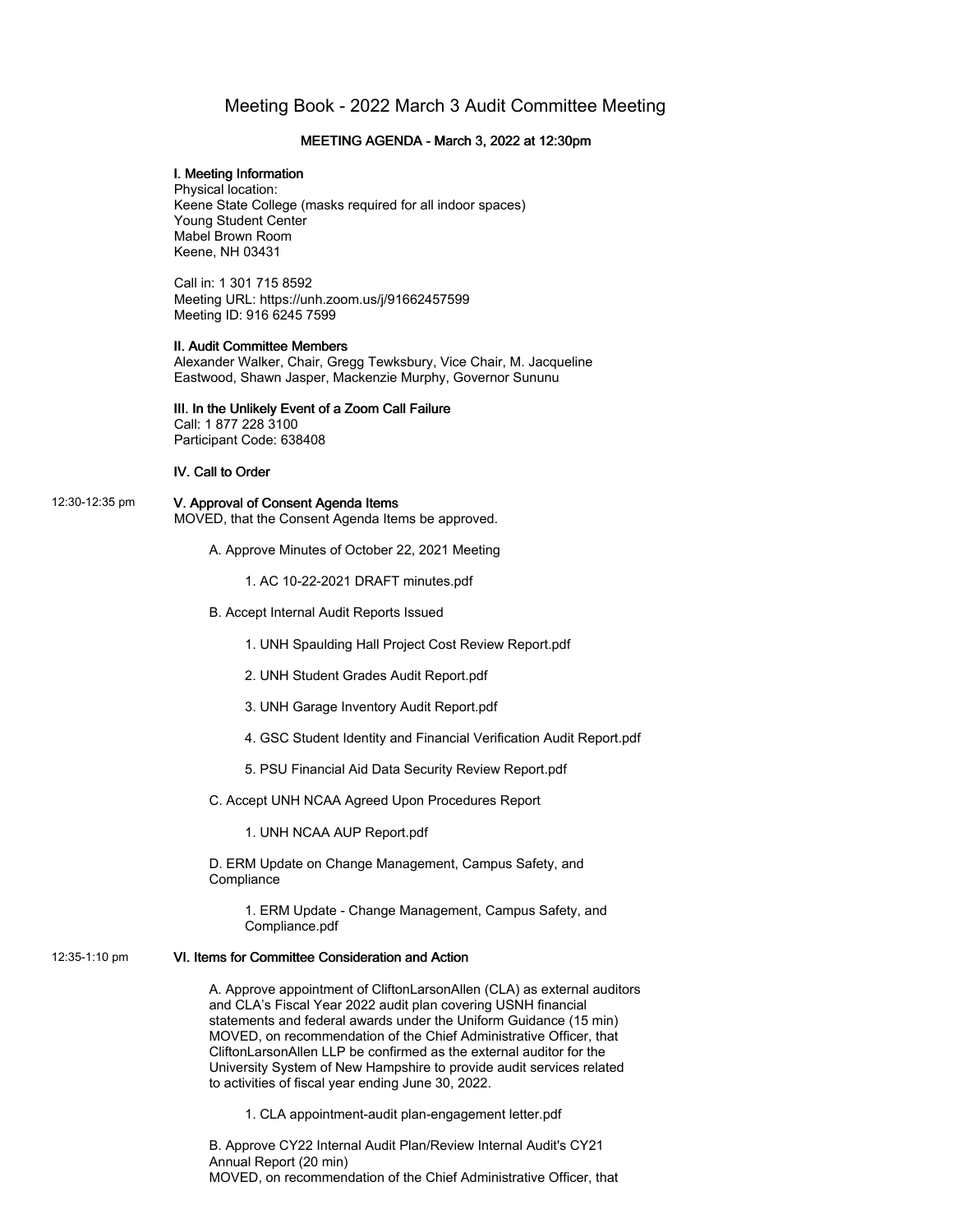# Meeting Book - 2022 March 3 Audit Committee Meeting

## MEETING AGENDA - March 3, 2022 at 12:30pm

### I. Meeting Information

Physical location:
Keene State College (masks required for all indoor spaces)
Young Student Center
Mabel Brown Room
Keene, NH 03431

Call in: 1 301 715 8592
Meeting URL: https://unh.zoom.us/j/91662457599
Meeting ID: 916 6245 7599

### II. Audit Committee Members

Alexander Walker, Chair, Gregg Tewksbury, Vice Chair, M. Jacqueline Eastwood, Shawn Jasper, Mackenzie Murphy, Governor Sununu

### III. In the Unlikely Event of a Zoom Call Failure

Call: 1 877 228 3100
Participant Code: 638408

### IV. Call to Order

12:30-12:35 pm

### V. Approval of Consent Agenda Items

MOVED, that the Consent Agenda Items be approved.

A. Approve Minutes of October 22, 2021 Meeting

1. AC 10-22-2021 DRAFT minutes.pdf

B. Accept Internal Audit Reports Issued

1. UNH Spaulding Hall Project Cost Review Report.pdf
2. UNH Student Grades Audit Report.pdf
3. UNH Garage Inventory Audit Report.pdf
4. GSC Student Identity and Financial Verification Audit Report.pdf
5. PSU Financial Aid Data Security Review Report.pdf

C. Accept UNH NCAA Agreed Upon Procedures Report

1. UNH NCAA AUP Report.pdf

D. ERM Update on Change Management, Campus Safety, and Compliance

1. ERM Update - Change Management, Campus Safety, and Compliance.pdf

12:35-1:10 pm

### VI. Items for Committee Consideration and Action

A. Approve appointment of CliftonLarsonAllen (CLA) as external auditors and CLA's Fiscal Year 2022 audit plan covering USNH financial statements and federal awards under the Uniform Guidance (15 min)
MOVED, on recommendation of the Chief Administrative Officer, that CliftonLarsonAllen LLP be confirmed as the external auditor for the University System of New Hampshire to provide audit services related to activities of fiscal year ending June 30, 2022.

1. CLA appointment-audit plan-engagement letter.pdf

B. Approve CY22 Internal Audit Plan/Review Internal Audit's CY21 Annual Report (20 min)
MOVED, on recommendation of the Chief Administrative Officer, that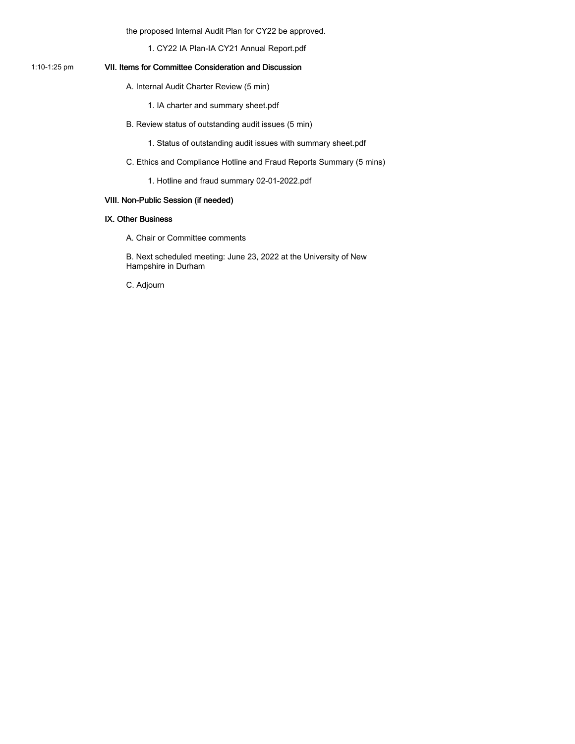the proposed Internal Audit Plan for CY22 be approved.

1. CY22 IA Plan-IA CY21 Annual Report.pdf

1:10-1:25 pm

**VII. Items for Committee Consideration and Discussion**

A. Internal Audit Charter Review (5 min)

1. IA charter and summary sheet.pdf

B. Review status of outstanding audit issues (5 min)

1. Status of outstanding audit issues with summary sheet.pdf

C. Ethics and Compliance Hotline and Fraud Reports Summary (5 mins)

1. Hotline and fraud summary 02-01-2022.pdf

**VIII. Non-Public Session (if needed)**

**IX. Other Business**

A. Chair or Committee comments

B. Next scheduled meeting: June 23, 2022 at the University of New Hampshire in Durham

C. Adjourn